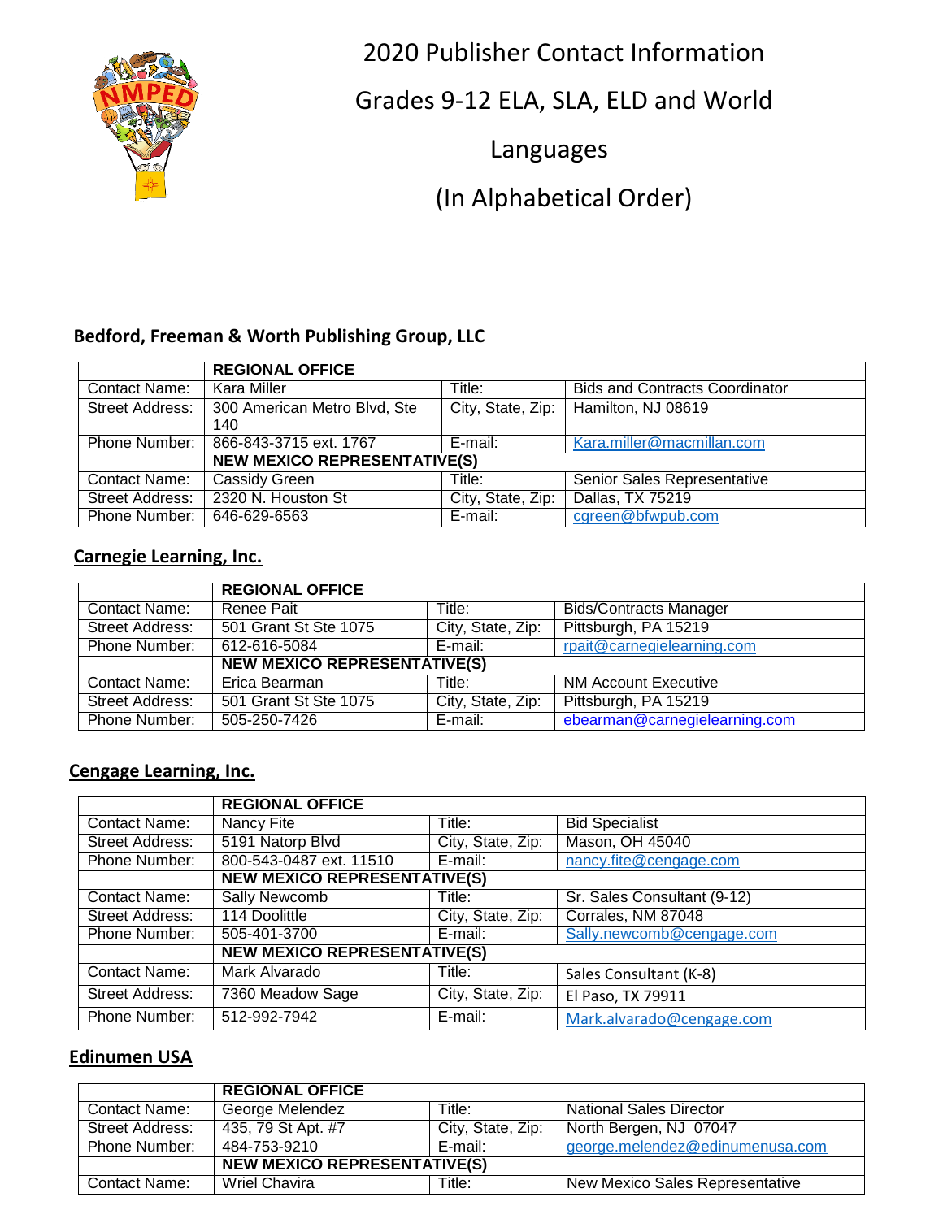# 2020 Publisher Contact Information

# Grades 9-12 ELA, SLA, ELD and World Languages

# (In Alphabetical Order)

## Bedford, Freeman & Worth Publishing Group, LLC

| | REGIONAL OFFICE | | |
|---|---|---|---|
| Contact Name: | Kara Miller | Title: | Bids and Contracts Coordinator |
| Street Address: | 300 American Metro Blvd, Ste 140 | City, State, Zip: | Hamilton, NJ 08619 |
| Phone Number: | 866-843-3715 ext. 1767 | E-mail: | Kara.miller@macmillan.com |
| | NEW MEXICO REPRESENTATIVE(S) | | |
| Contact Name: | Cassidy Green | Title: | Senior Sales Representative |
| Street Address: | 2320 N. Houston St | City, State, Zip: | Dallas, TX 75219 |
| Phone Number: | 646-629-6563 | E-mail: | cgreen@bfwpub.com |

## Carnegie Learning, Inc.

| | REGIONAL OFFICE | | |
|---|---|---|---|
| Contact Name: | Renee Pait | Title: | Bids/Contracts Manager |
| Street Address: | 501 Grant St Ste 1075 | City, State, Zip: | Pittsburgh, PA 15219 |
| Phone Number: | 612-616-5084 | E-mail: | rpait@carnegielearning.com |
| | NEW MEXICO REPRESENTATIVE(S) | | |
| Contact Name: | Erica Bearman | Title: | NM Account Executive |
| Street Address: | 501 Grant St Ste 1075 | City, State, Zip: | Pittsburgh, PA 15219 |
| Phone Number: | 505-250-7426 | E-mail: | ebearman@carnegielearning.com |

## Cengage Learning, Inc.

| | REGIONAL OFFICE | | |
|---|---|---|---|
| Contact Name: | Nancy Fite | Title: | Bid Specialist |
| Street Address: | 5191 Natorp Blvd | City, State, Zip: | Mason, OH 45040 |
| Phone Number: | 800-543-0487 ext. 11510 | E-mail: | nancy.fite@cengage.com |
| | NEW MEXICO REPRESENTATIVE(S) | | |
| Contact Name: | Sally Newcomb | Title: | Sr. Sales Consultant (9-12) |
| Street Address: | 114 Doolittle | City, State, Zip: | Corrales, NM 87048 |
| Phone Number: | 505-401-3700 | E-mail: | Sally.newcomb@cengage.com |
| | NEW MEXICO REPRESENTATIVE(S) | | |
| Contact Name: | Mark Alvarado | Title: | Sales Consultant (K-8) |
| Street Address: | 7360 Meadow Sage | City, State, Zip: | El Paso, TX 79911 |
| Phone Number: | 512-992-7942 | E-mail: | Mark.alvarado@cengage.com |

## Edinumen USA

| | REGIONAL OFFICE | | |
|---|---|---|---|
| Contact Name: | George Melendez | Title: | National Sales Director |
| Street Address: | 435, 79 St Apt. #7 | City, State, Zip: | North Bergen, NJ 07047 |
| Phone Number: | 484-753-9210 | E-mail: | george.melendez@edinumenusa.com |
| | NEW MEXICO REPRESENTATIVE(S) | | |
| Contact Name: | Wriel Chavira | Title: | New Mexico Sales Representative |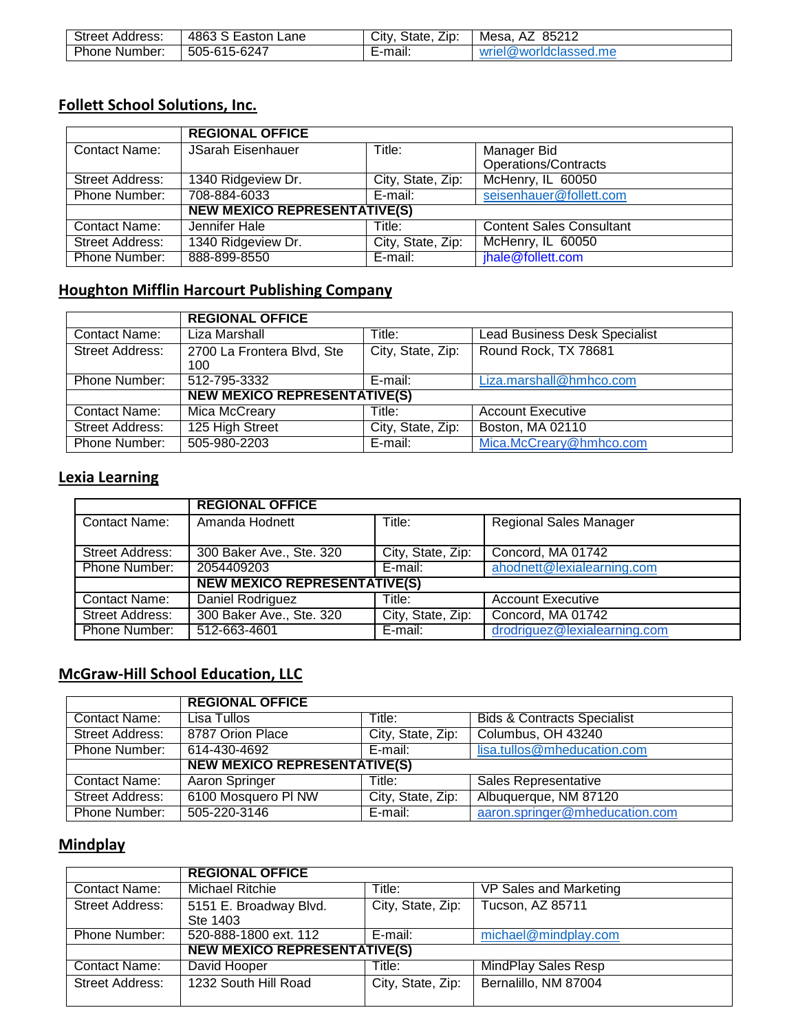| | | | |
|---|---|---|---|
| Street Address: | 4863 S Easton Lane | City, State, Zip: | Mesa, AZ 85212 |
| Phone Number: | 505-615-6247 | E-mail: | wriel@worldclassed.me |

## Follett School Solutions, Inc.

| | REGIONAL OFFICE | | |
|---|---|---|---|
| Contact Name: | JSarah Eisenhauer | Title: | Manager Bid Operations/Contracts |
| Street Address: | 1340 Ridgeview Dr. | City, State, Zip: | McHenry, IL 60050 |
| Phone Number: | 708-884-6033 | E-mail: | seisenhauer@follett.com |
| | NEW MEXICO REPRESENTATIVE(S) | | |
| Contact Name: | Jennifer Hale | Title: | Content Sales Consultant |
| Street Address: | 1340 Ridgeview Dr. | City, State, Zip: | McHenry, IL 60050 |
| Phone Number: | 888-899-8550 | E-mail: | jhale@follett.com |

## Houghton Mifflin Harcourt Publishing Company

| | REGIONAL OFFICE | | |
|---|---|---|---|
| Contact Name: | Liza Marshall | Title: | Lead Business Desk Specialist |
| Street Address: | 2700 La Frontera Blvd, Ste 100 | City, State, Zip: | Round Rock, TX 78681 |
| Phone Number: | 512-795-3332 | E-mail: | Liza.marshall@hmhco.com |
| | NEW MEXICO REPRESENTATIVE(S) | | |
| Contact Name: | Mica McCreary | Title: | Account Executive |
| Street Address: | 125 High Street | City, State, Zip: | Boston, MA 02110 |
| Phone Number: | 505-980-2203 | E-mail: | Mica.McCreary@hmhco.com |

## Lexia Learning

| | REGIONAL OFFICE | | |
|---|---|---|---|
| Contact Name: | Amanda Hodnett | Title: | Regional Sales Manager |
| Street Address: | 300 Baker Ave., Ste. 320 | City, State, Zip: | Concord, MA 01742 |
| Phone Number: | 2054409203 | E-mail: | ahodnett@lexialearning.com |
| | NEW MEXICO REPRESENTATIVE(S) | | |
| Contact Name: | Daniel Rodriguez | Title: | Account Executive |
| Street Address: | 300 Baker Ave., Ste. 320 | City, State, Zip: | Concord, MA 01742 |
| Phone Number: | 512-663-4601 | E-mail: | drodriguez@lexialearning.com |

## McGraw-Hill School Education, LLC

| | REGIONAL OFFICE | | |
|---|---|---|---|
| Contact Name: | Lisa Tullos | Title: | Bids & Contracts Specialist |
| Street Address: | 8787 Orion Place | City, State, Zip: | Columbus, OH 43240 |
| Phone Number: | 614-430-4692 | E-mail: | lisa.tullos@mheducation.com |
| | NEW MEXICO REPRESENTATIVE(S) | | |
| Contact Name: | Aaron Springer | Title: | Sales Representative |
| Street Address: | 6100 Mosquero Pl NW | City, State, Zip: | Albuquerque, NM 87120 |
| Phone Number: | 505-220-3146 | E-mail: | aaron.springer@mheducation.com |

## Mindplay

| | REGIONAL OFFICE | | |
|---|---|---|---|
| Contact Name: | Michael Ritchie | Title: | VP Sales and Marketing |
| Street Address: | 5151 E. Broadway Blvd. Ste 1403 | City, State, Zip: | Tucson, AZ 85711 |
| Phone Number: | 520-888-1800 ext. 112 | E-mail: | michael@mindplay.com |
| | NEW MEXICO REPRESENTATIVE(S) | | |
| Contact Name: | David Hooper | Title: | MindPlay Sales Resp |
| Street Address: | 1232 South Hill Road | City, State, Zip: | Bernalillo, NM 87004 |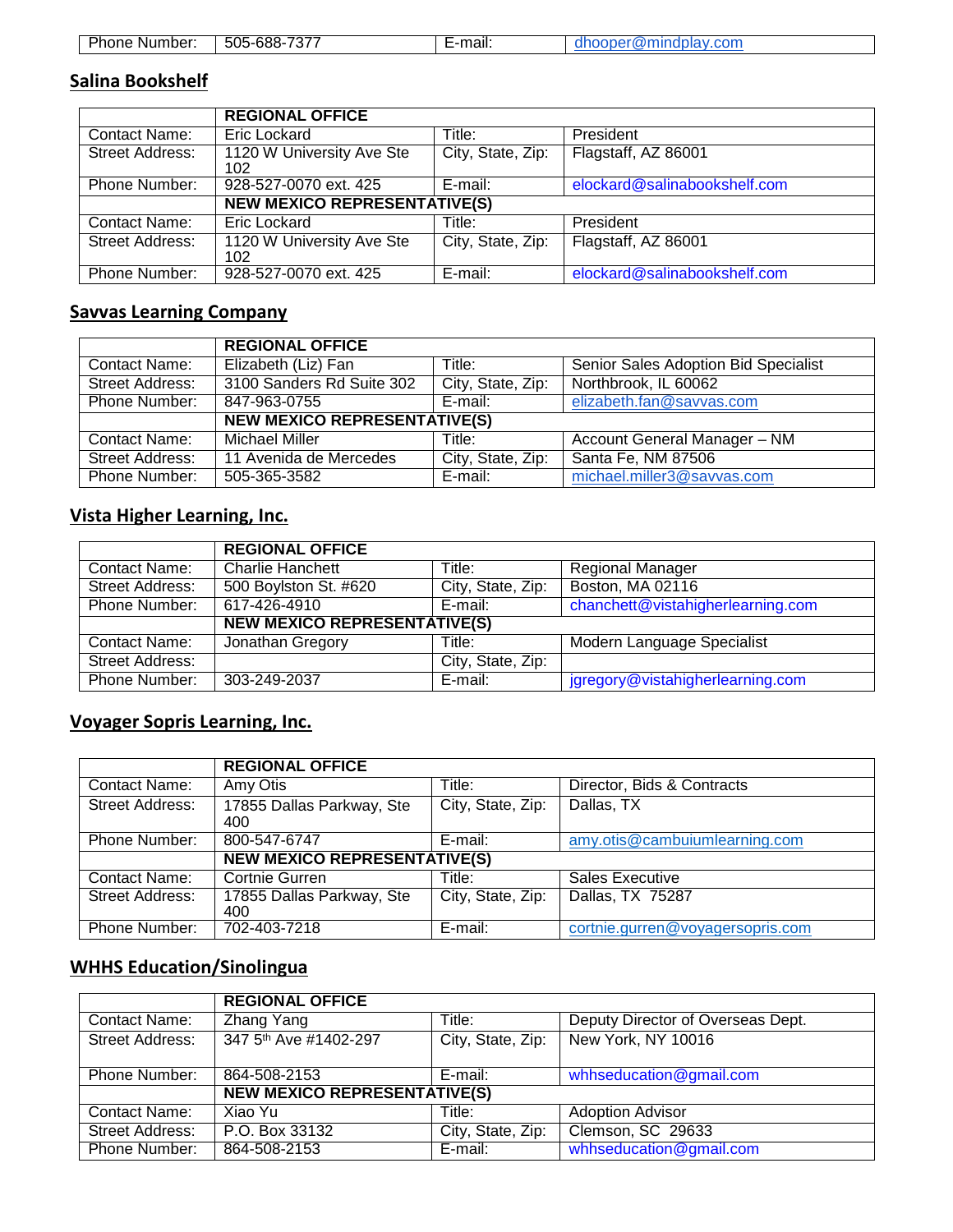| | | | |
|---|---|---|---|
| Phone Number: | 505-688-7377 | E-mail: | dhooper@mindplay.com |

## Salina Bookshelf

| | | | |
|---|---|---|---|
| | **REGIONAL OFFICE** | | |
| Contact Name: | Eric Lockard | Title: | President |
| Street Address: | 1120 W University Ave Ste 102 | City, State, Zip: | Flagstaff, AZ 86001 |
| Phone Number: | 928-527-0070 ext. 425 | E-mail: | elockard@salinabookshelf.com |
| | **NEW MEXICO REPRESENTATIVE(S)** | | |
| Contact Name: | Eric Lockard | Title: | President |
| Street Address: | 1120 W University Ave Ste 102 | City, State, Zip: | Flagstaff, AZ 86001 |
| Phone Number: | 928-527-0070 ext. 425 | E-mail: | elockard@salinabookshelf.com |

## Savvas Learning Company

| | | | |
|---|---|---|---|
| | **REGIONAL OFFICE** | | |
| Contact Name: | Elizabeth (Liz) Fan | Title: | Senior Sales Adoption Bid Specialist |
| Street Address: | 3100 Sanders Rd Suite 302 | City, State, Zip: | Northbrook, IL 60062 |
| Phone Number: | 847-963-0755 | E-mail: | elizabeth.fan@savvas.com |
| | **NEW MEXICO REPRESENTATIVE(S)** | | |
| Contact Name: | Michael Miller | Title: | Account General Manager – NM |
| Street Address: | 11 Avenida de Mercedes | City, State, Zip: | Santa Fe, NM 87506 |
| Phone Number: | 505-365-3582 | E-mail: | michael.miller3@savvas.com |

## Vista Higher Learning, Inc.

| | | | |
|---|---|---|---|
| | **REGIONAL OFFICE** | | |
| Contact Name: | Charlie Hanchett | Title: | Regional Manager |
| Street Address: | 500 Boylston St. #620 | City, State, Zip: | Boston, MA 02116 |
| Phone Number: | 617-426-4910 | E-mail: | chanchett@vistahigherlearning.com |
| | **NEW MEXICO REPRESENTATIVE(S)** | | |
| Contact Name: | Jonathan Gregory | Title: | Modern Language Specialist |
| Street Address: | | City, State, Zip: | |
| Phone Number: | 303-249-2037 | E-mail: | jgregory@vistahigherlearning.com |

## Voyager Sopris Learning, Inc.

| | | | |
|---|---|---|---|
| | **REGIONAL OFFICE** | | |
| Contact Name: | Amy Otis | Title: | Director, Bids & Contracts |
| Street Address: | 17855 Dallas Parkway, Ste 400 | City, State, Zip: | Dallas, TX |
| Phone Number: | 800-547-6747 | E-mail: | amy.otis@cambuiumlearning.com |
| | **NEW MEXICO REPRESENTATIVE(S)** | | |
| Contact Name: | Cortnie Gurren | Title: | Sales Executive |
| Street Address: | 17855 Dallas Parkway, Ste 400 | City, State, Zip: | Dallas, TX 75287 |
| Phone Number: | 702-403-7218 | E-mail: | cortnie.gurren@voyagersopris.com |

## WHHS Education/Sinolingua

| | | | |
|---|---|---|---|
| | **REGIONAL OFFICE** | | |
| Contact Name: | Zhang Yang | Title: | Deputy Director of Overseas Dept. |
| Street Address: | 347 5th Ave #1402-297 | City, State, Zip: | New York, NY 10016 |
| Phone Number: | 864-508-2153 | E-mail: | whhseducation@gmail.com |
| | **NEW MEXICO REPRESENTATIVE(S)** | | |
| Contact Name: | Xiao Yu | Title: | Adoption Advisor |
| Street Address: | P.O. Box 33132 | City, State, Zip: | Clemson, SC 29633 |
| Phone Number: | 864-508-2153 | E-mail: | whhseducation@gmail.com |